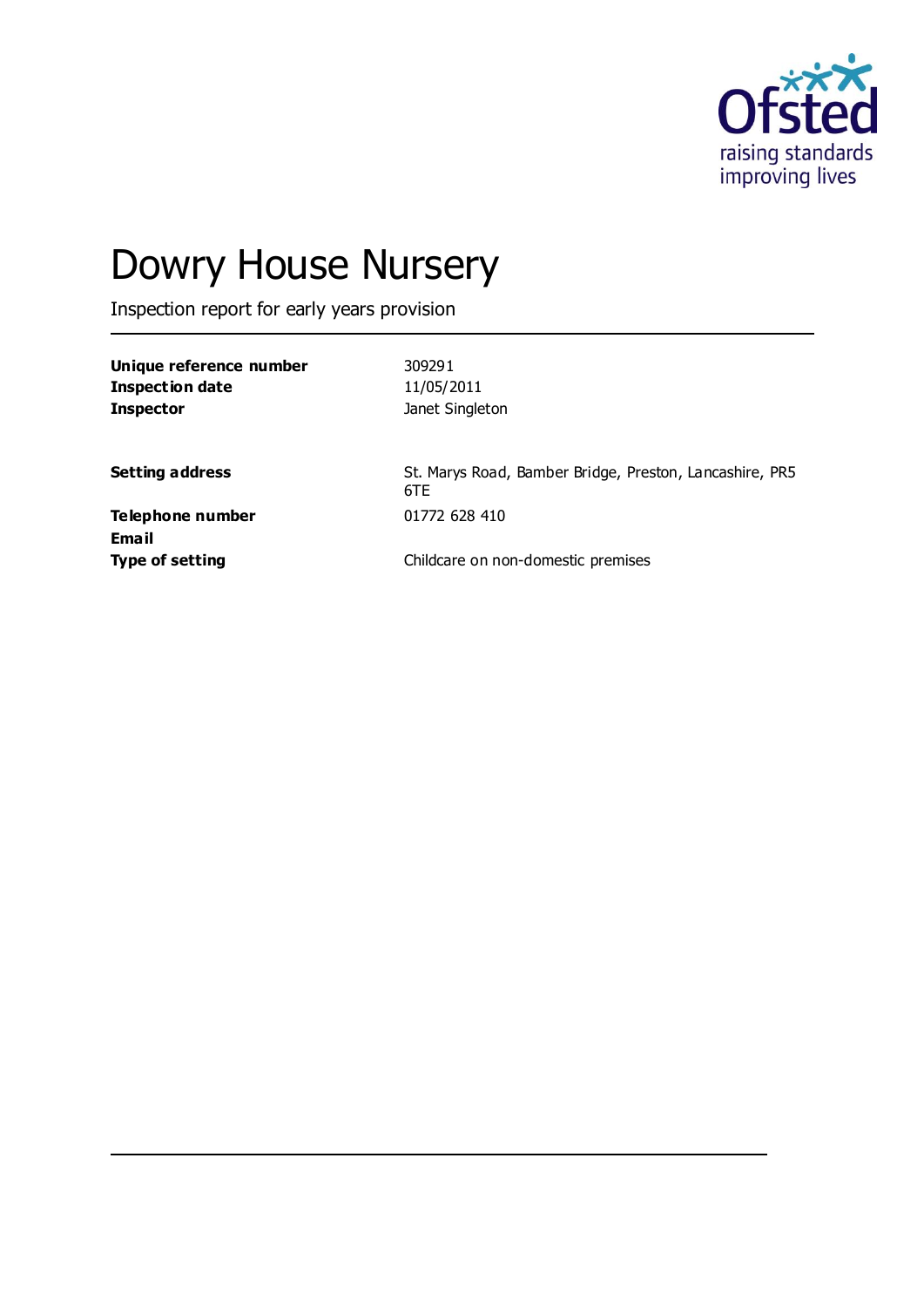Ofsted
raising standards
improving lives

# Dowry House Nursery

Inspection report for early years provision

| | |
|---|---|
| **Unique reference number** | 309291 |
| **Inspection date** | 11/05/2011 |
| **Inspector** | Janet Singleton |

| | |
|---|---|
| **Setting address** | St. Marys Road, Bamber Bridge, Preston, Lancashire, PR5 6TE |
| **Telephone number** | 01772 628 410 |
| **Email** | |
| **Type of setting** | Childcare on non-domestic premises |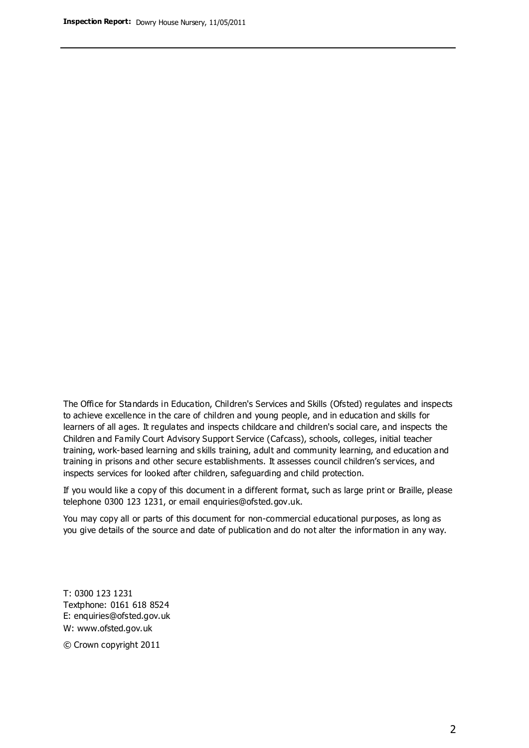The Office for Standards in Education, Children's Services and Skills (Ofsted) regulates and inspects to achieve excellence in the care of children and young people, and in education and skills for learners of all ages. It regulates and inspects childcare and children's social care, and inspects the Children and Family Court Advisory Support Service (Cafcass), schools, colleges, initial teacher training, work-based learning and skills training, adult and community learning, and education and training in prisons and other secure establishments. It assesses council children's services, and inspects services for looked after children, safeguarding and child protection.

If you would like a copy of this document in a different format, such as large print or Braille, please telephone 0300 123 1231, or email enquiries@ofsted.gov.uk.

You may copy all or parts of this document for non-commercial educational purposes, as long as you give details of the source and date of publication and do not alter the information in any way.

T: 0300 123 1231
Textphone: 0161 618 8524
E: enquiries@ofsted.gov.uk
W: www.ofsted.gov.uk

© Crown copyright 2011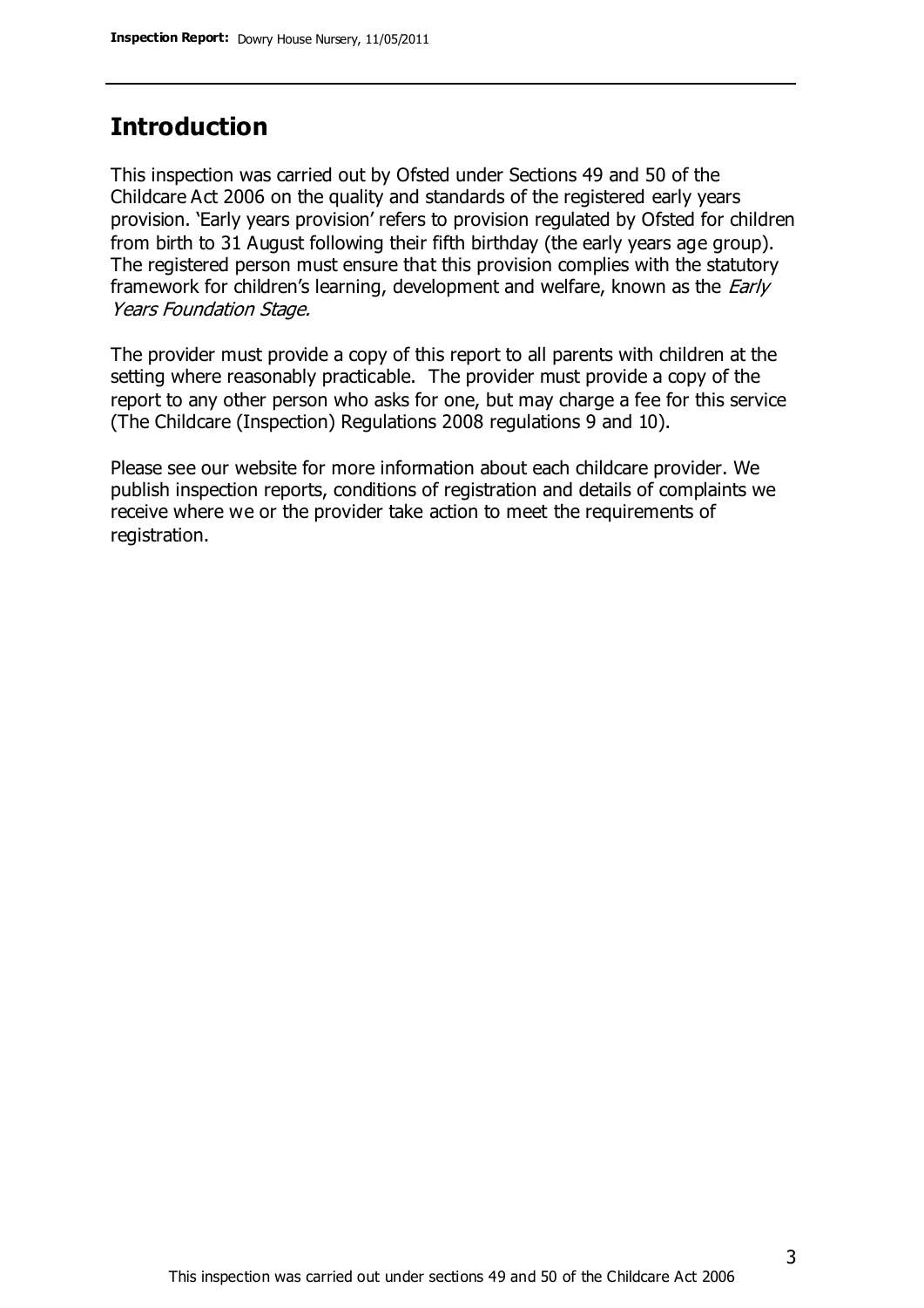## Introduction

This inspection was carried out by Ofsted under Sections 49 and 50 of the Childcare Act 2006 on the quality and standards of the registered early years provision. 'Early years provision' refers to provision regulated by Ofsted for children from birth to 31 August following their fifth birthday (the early years age group). The registered person must ensure that this provision complies with the statutory framework for children's learning, development and welfare, known as the *Early Years Foundation Stage.*

The provider must provide a copy of this report to all parents with children at the setting where reasonably practicable. The provider must provide a copy of the report to any other person who asks for one, but may charge a fee for this service (The Childcare (Inspection) Regulations 2008 regulations 9 and 10).

Please see our website for more information about each childcare provider. We publish inspection reports, conditions of registration and details of complaints we receive where we or the provider take action to meet the requirements of registration.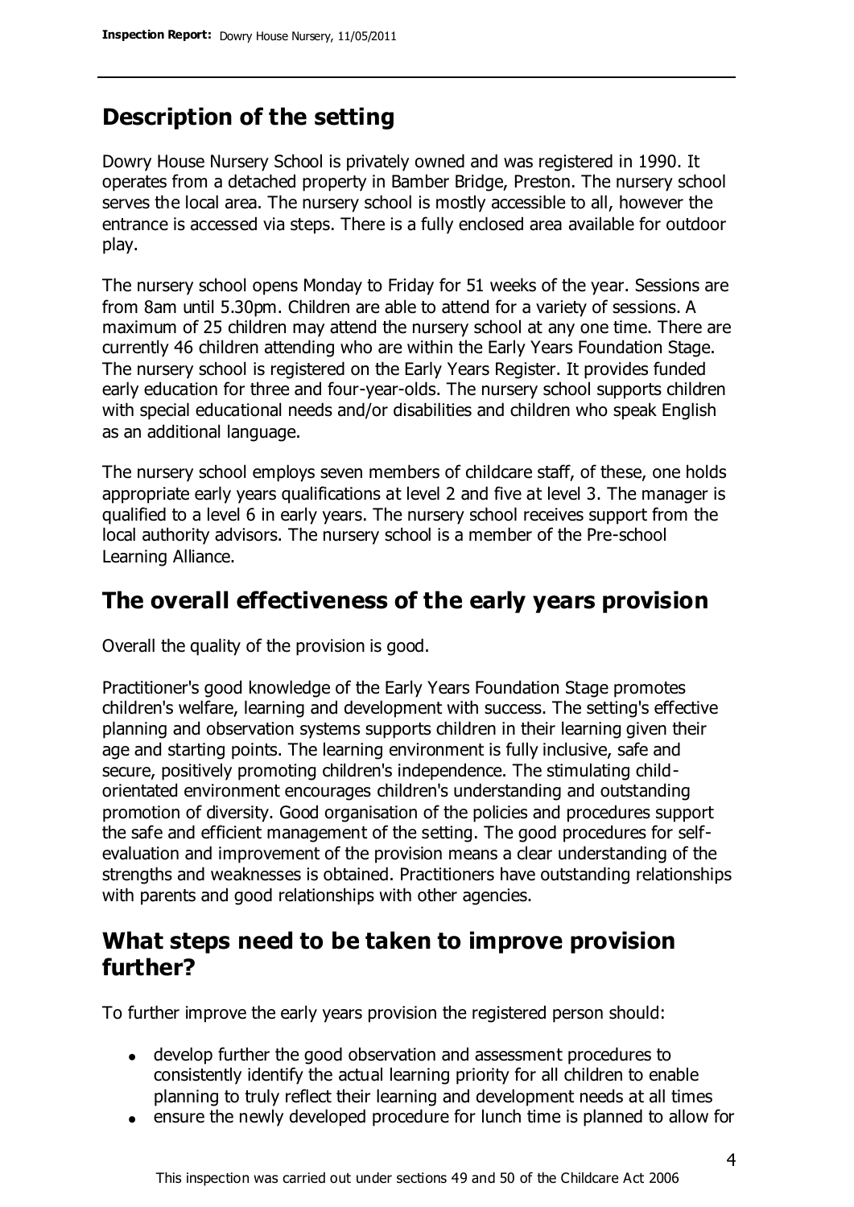## Description of the setting

Dowry House Nursery School is privately owned and was registered in 1990. It operates from a detached property in Bamber Bridge, Preston. The nursery school serves the local area. The nursery school is mostly accessible to all, however the entrance is accessed via steps. There is a fully enclosed area available for outdoor play.

The nursery school opens Monday to Friday for 51 weeks of the year. Sessions are from 8am until 5.30pm. Children are able to attend for a variety of sessions. A maximum of 25 children may attend the nursery school at any one time. There are currently 46 children attending who are within the Early Years Foundation Stage. The nursery school is registered on the Early Years Register. It provides funded early education for three and four-year-olds. The nursery school supports children with special educational needs and/or disabilities and children who speak English as an additional language.

The nursery school employs seven members of childcare staff, of these, one holds appropriate early years qualifications at level 2 and five at level 3. The manager is qualified to a level 6 in early years. The nursery school receives support from the local authority advisors. The nursery school is a member of the Pre-school Learning Alliance.

## The overall effectiveness of the early years provision

Overall the quality of the provision is good.

Practitioner's good knowledge of the Early Years Foundation Stage promotes children's welfare, learning and development with success. The setting's effective planning and observation systems supports children in their learning given their age and starting points. The learning environment is fully inclusive, safe and secure, positively promoting children's independence. The stimulating child-orientated environment encourages children's understanding and outstanding promotion of diversity. Good organisation of the policies and procedures support the safe and efficient management of the setting. The good procedures for self-evaluation and improvement of the provision means a clear understanding of the strengths and weaknesses is obtained. Practitioners have outstanding relationships with parents and good relationships with other agencies.

## What steps need to be taken to improve provision further?

To further improve the early years provision the registered person should:

- develop further the good observation and assessment procedures to consistently identify the actual learning priority for all children to enable planning to truly reflect their learning and development needs at all times
- ensure the newly developed procedure for lunch time is planned to allow for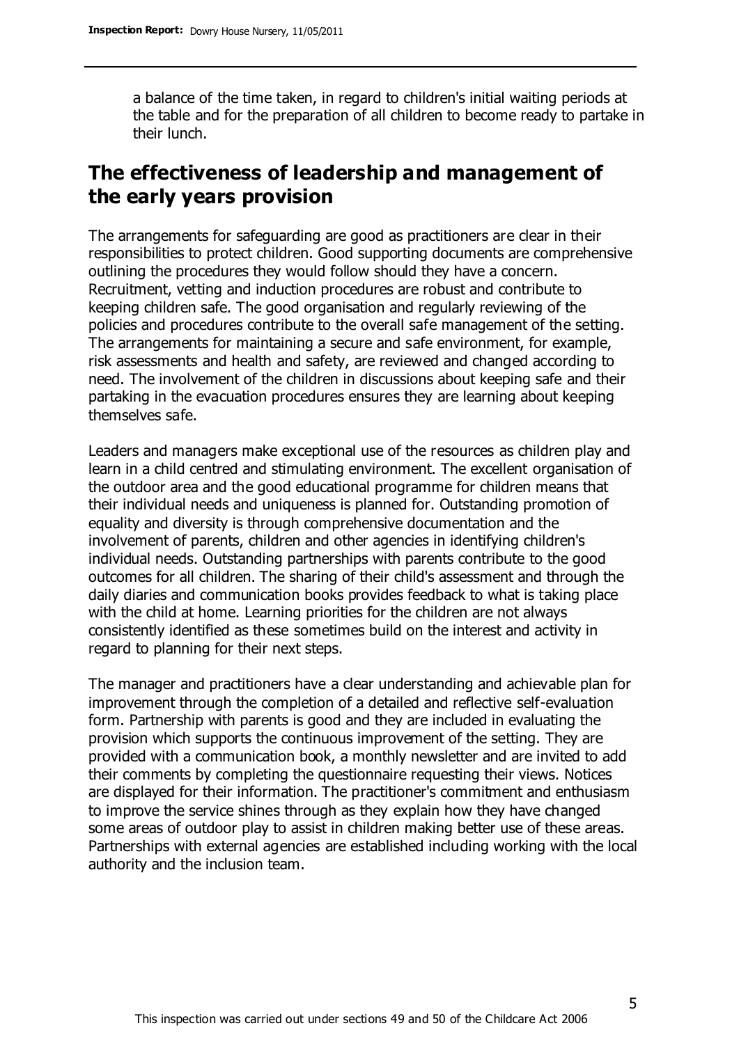a balance of the time taken, in regard to children's initial waiting periods at the table and for the preparation of all children to become ready to partake in their lunch.

## The effectiveness of leadership and management of the early years provision

The arrangements for safeguarding are good as practitioners are clear in their responsibilities to protect children. Good supporting documents are comprehensive outlining the procedures they would follow should they have a concern. Recruitment, vetting and induction procedures are robust and contribute to keeping children safe. The good organisation and regularly reviewing of the policies and procedures contribute to the overall safe management of the setting. The arrangements for maintaining a secure and safe environment, for example, risk assessments and health and safety, are reviewed and changed according to need. The involvement of the children in discussions about keeping safe and their partaking in the evacuation procedures ensures they are learning about keeping themselves safe.

Leaders and managers make exceptional use of the resources as children play and learn in a child centred and stimulating environment. The excellent organisation of the outdoor area and the good educational programme for children means that their individual needs and uniqueness is planned for. Outstanding promotion of equality and diversity is through comprehensive documentation and the involvement of parents, children and other agencies in identifying children's individual needs. Outstanding partnerships with parents contribute to the good outcomes for all children. The sharing of their child's assessment and through the daily diaries and communication books provides feedback to what is taking place with the child at home. Learning priorities for the children are not always consistently identified as these sometimes build on the interest and activity in regard to planning for their next steps.

The manager and practitioners have a clear understanding and achievable plan for improvement through the completion of a detailed and reflective self-evaluation form. Partnership with parents is good and they are included in evaluating the provision which supports the continuous improvement of the setting. They are provided with a communication book, a monthly newsletter and are invited to add their comments by completing the questionnaire requesting their views. Notices are displayed for their information. The practitioner's commitment and enthusiasm to improve the service shines through as they explain how they have changed some areas of outdoor play to assist in children making better use of these areas. Partnerships with external agencies are established including working with the local authority and the inclusion team.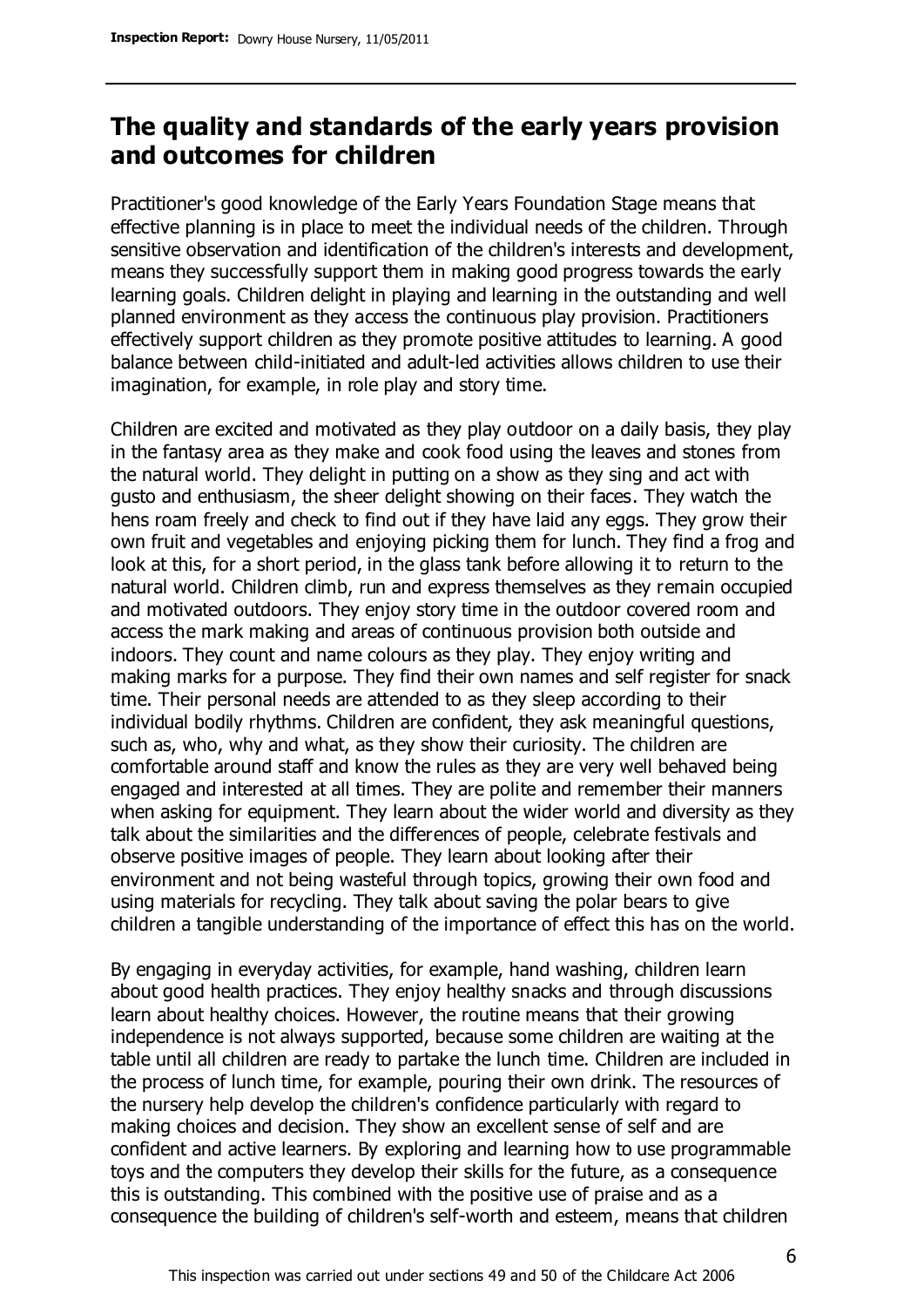## The quality and standards of the early years provision and outcomes for children

Practitioner's good knowledge of the Early Years Foundation Stage means that effective planning is in place to meet the individual needs of the children. Through sensitive observation and identification of the children's interests and development, means they successfully support them in making good progress towards the early learning goals. Children delight in playing and learning in the outstanding and well planned environment as they access the continuous play provision. Practitioners effectively support children as they promote positive attitudes to learning. A good balance between child-initiated and adult-led activities allows children to use their imagination, for example, in role play and story time.

Children are excited and motivated as they play outdoor on a daily basis, they play in the fantasy area as they make and cook food using the leaves and stones from the natural world. They delight in putting on a show as they sing and act with gusto and enthusiasm, the sheer delight showing on their faces. They watch the hens roam freely and check to find out if they have laid any eggs. They grow their own fruit and vegetables and enjoying picking them for lunch. They find a frog and look at this, for a short period, in the glass tank before allowing it to return to the natural world. Children climb, run and express themselves as they remain occupied and motivated outdoors. They enjoy story time in the outdoor covered room and access the mark making and areas of continuous provision both outside and indoors. They count and name colours as they play. They enjoy writing and making marks for a purpose. They find their own names and self register for snack time. Their personal needs are attended to as they sleep according to their individual bodily rhythms. Children are confident, they ask meaningful questions, such as, who, why and what, as they show their curiosity. The children are comfortable around staff and know the rules as they are very well behaved being engaged and interested at all times. They are polite and remember their manners when asking for equipment. They learn about the wider world and diversity as they talk about the similarities and the differences of people, celebrate festivals and observe positive images of people. They learn about looking after their environment and not being wasteful through topics, growing their own food and using materials for recycling. They talk about saving the polar bears to give children a tangible understanding of the importance of effect this has on the world.

By engaging in everyday activities, for example, hand washing, children learn about good health practices. They enjoy healthy snacks and through discussions learn about healthy choices. However, the routine means that their growing independence is not always supported, because some children are waiting at the table until all children are ready to partake the lunch time. Children are included in the process of lunch time, for example, pouring their own drink. The resources of the nursery help develop the children's confidence particularly with regard to making choices and decision. They show an excellent sense of self and are confident and active learners. By exploring and learning how to use programmable toys and the computers they develop their skills for the future, as a consequence this is outstanding. This combined with the positive use of praise and as a consequence the building of children's self-worth and esteem, means that children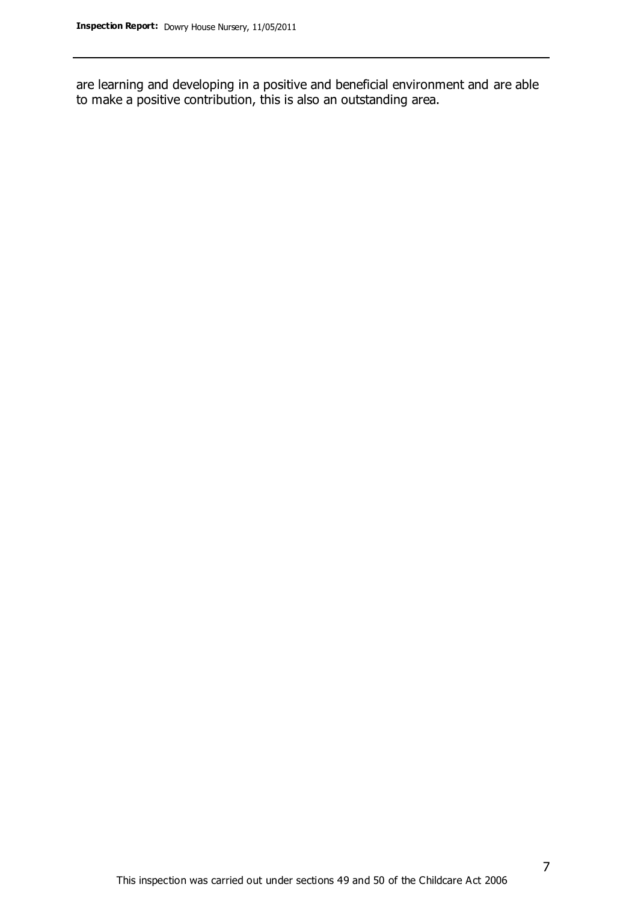are learning and developing in a positive and beneficial environment and are able to make a positive contribution, this is also an outstanding area.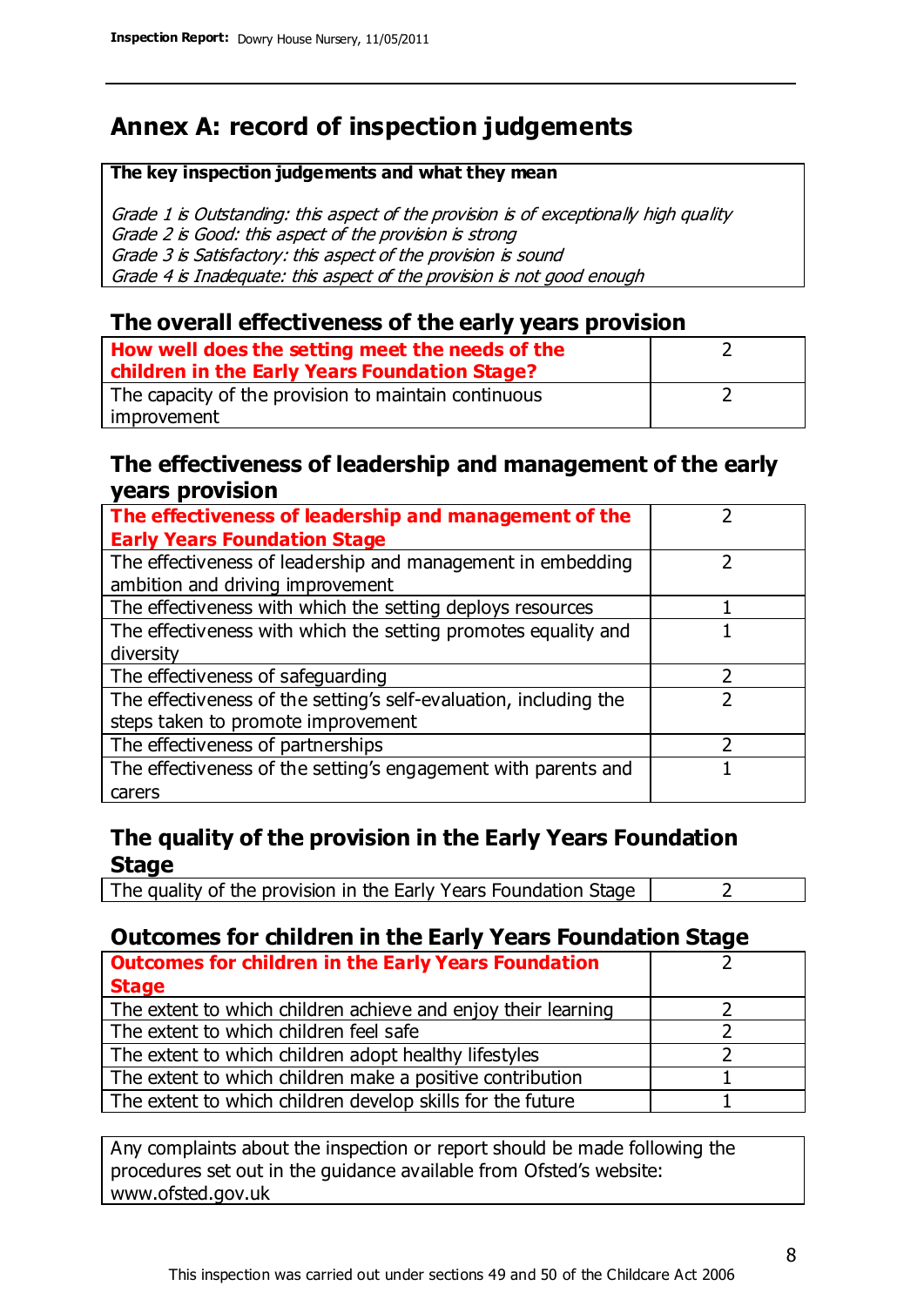# Annex A: record of inspection judgements

| The key inspection judgements and what they mean |
|---|
| *Grade 1 is Outstanding: this aspect of the provision is of exceptionally high quality*<br>*Grade 2 is Good: this aspect of the provision is strong*<br>*Grade 3 is Satisfactory: this aspect of the provision is sound*<br>*Grade 4 is Inadequate: this aspect of the provision is not good enough* |

## The overall effectiveness of the early years provision

| | |
|---|---|
| **How well does the setting meet the needs of the children in the Early Years Foundation Stage?** | 2 |
| The capacity of the provision to maintain continuous improvement | 2 |

## The effectiveness of leadership and management of the early years provision

| | |
|---|---|
| **The effectiveness of leadership and management of the Early Years Foundation Stage** | 2 |
| The effectiveness of leadership and management in embedding ambition and driving improvement | 2 |
| The effectiveness with which the setting deploys resources | 1 |
| The effectiveness with which the setting promotes equality and diversity | 1 |
| The effectiveness of safeguarding | 2 |
| The effectiveness of the setting's self-evaluation, including the steps taken to promote improvement | 2 |
| The effectiveness of partnerships | 2 |
| The effectiveness of the setting's engagement with parents and carers | 1 |

## The quality of the provision in the Early Years Foundation Stage

| | |
|---|---|
| The quality of the provision in the Early Years Foundation Stage | 2 |

## Outcomes for children in the Early Years Foundation Stage

| | |
|---|---|
| **Outcomes for children in the Early Years Foundation Stage** | 2 |
| The extent to which children achieve and enjoy their learning | 2 |
| The extent to which children feel safe | 2 |
| The extent to which children adopt healthy lifestyles | 2 |
| The extent to which children make a positive contribution | 1 |
| The extent to which children develop skills for the future | 1 |

Any complaints about the inspection or report should be made following the procedures set out in the guidance available from Ofsted's website: www.ofsted.gov.uk

This inspection was carried out under sections 49 and 50 of the Childcare Act 2006